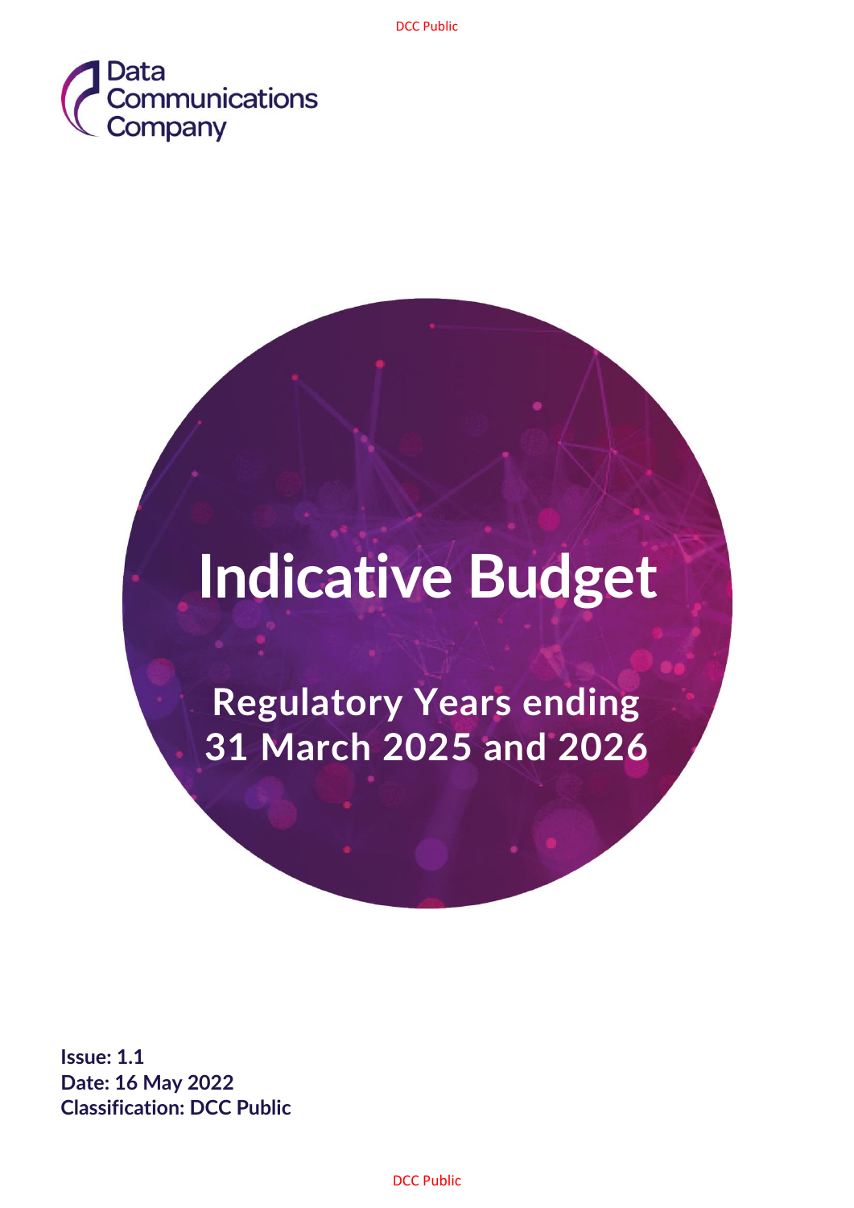Data Communications Company

# Indicative Budget

## Regulatory Years ending 31 March 2025 and 2026

**Issue: 1.1**
**Date: 16 May 2022**
**Classification: DCC Public**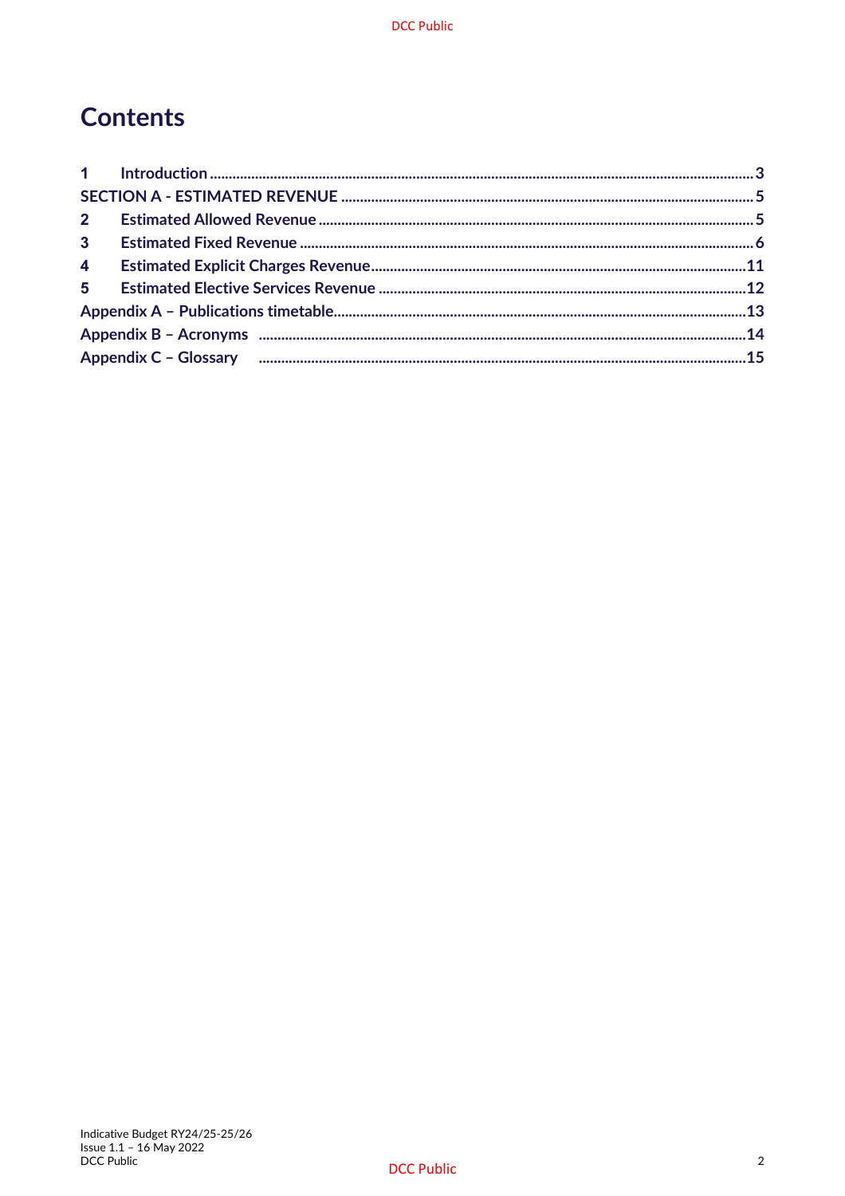# Contents

| | | |
|---|---|---|
| 1 | Introduction | 3 |
| SECTION A - ESTIMATED REVENUE | | 5 |
| 2 | Estimated Allowed Revenue | 5 |
| 3 | Estimated Fixed Revenue | 6 |
| 4 | Estimated Explicit Charges Revenue | 11 |
| 5 | Estimated Elective Services Revenue | 12 |
| Appendix A – Publications timetable | | 13 |
| Appendix B – Acronyms | | 14 |
| Appendix C – Glossary | | 15 |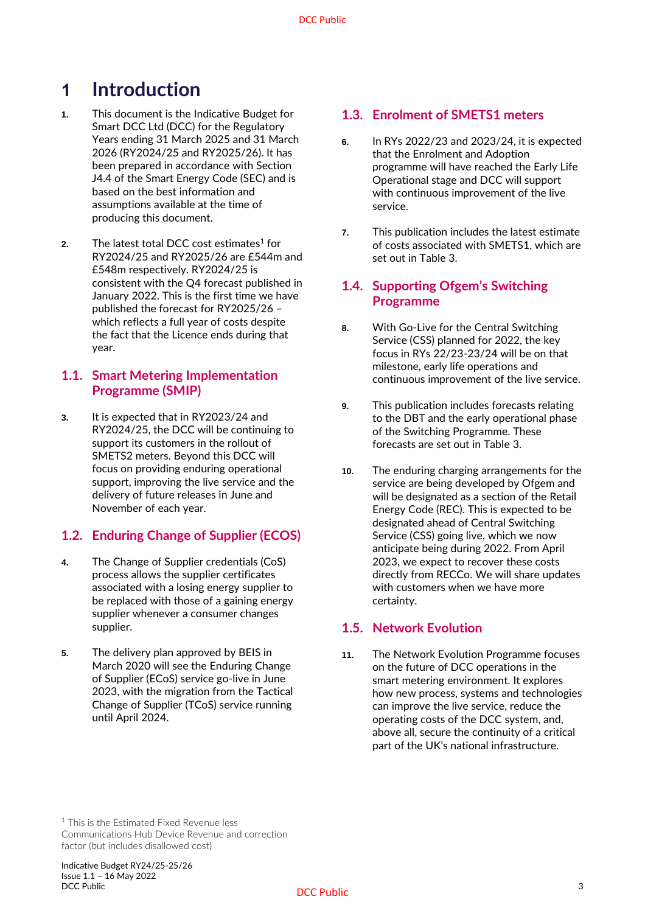# 1 Introduction

1. This document is the Indicative Budget for Smart DCC Ltd (DCC) for the Regulatory Years ending 31 March 2025 and 31 March 2026 (RY2024/25 and RY2025/26). It has been prepared in accordance with Section J4.4 of the Smart Energy Code (SEC) and is based on the best information and assumptions available at the time of producing this document.

2. The latest total DCC cost estimates[1] for RY2024/25 and RY2025/26 are £544m and £548m respectively. RY2024/25 is consistent with the Q4 forecast published in January 2022. This is the first time we have published the forecast for RY2025/26 – which reflects a full year of costs despite the fact that the Licence ends during that year.

## 1.1. Smart Metering Implementation Programme (SMIP)

3. It is expected that in RY2023/24 and RY2024/25, the DCC will be continuing to support its customers in the rollout of SMETS2 meters. Beyond this DCC will focus on providing enduring operational support, improving the live service and the delivery of future releases in June and November of each year.

## 1.2. Enduring Change of Supplier (ECOS)

4. The Change of Supplier credentials (CoS) process allows the supplier certificates associated with a losing energy supplier to be replaced with those of a gaining energy supplier whenever a consumer changes supplier.

5. The delivery plan approved by BEIS in March 2020 will see the Enduring Change of Supplier (ECoS) service go-live in June 2023, with the migration from the Tactical Change of Supplier (TCoS) service running until April 2024.

## 1.3. Enrolment of SMETS1 meters

6. In RYs 2022/23 and 2023/24, it is expected that the Enrolment and Adoption programme will have reached the Early Life Operational stage and DCC will support with continuous improvement of the live service.

7. This publication includes the latest estimate of costs associated with SMETS1, which are set out in Table 3.

## 1.4. Supporting Ofgem's Switching Programme

8. With Go-Live for the Central Switching Service (CSS) planned for 2022, the key focus in RYs 22/23-23/24 will be on that milestone, early life operations and continuous improvement of the live service.

9. This publication includes forecasts relating to the DBT and the early operational phase of the Switching Programme. These forecasts are set out in Table 3.

10. The enduring charging arrangements for the service are being developed by Ofgem and will be designated as a section of the Retail Energy Code (REC). This is expected to be designated ahead of Central Switching Service (CSS) going live, which we now anticipate being during 2022. From April 2023, we expect to recover these costs directly from RECCo. We will share updates with customers when we have more certainty.

## 1.5. Network Evolution

11. The Network Evolution Programme focuses on the future of DCC operations in the smart metering environment. It explores how new process, systems and technologies can improve the live service, reduce the operating costs of the DCC system, and, above all, secure the continuity of a critical part of the UK's national infrastructure.

[1] This is the Estimated Fixed Revenue less Communications Hub Device Revenue and correction factor (but includes disallowed cost)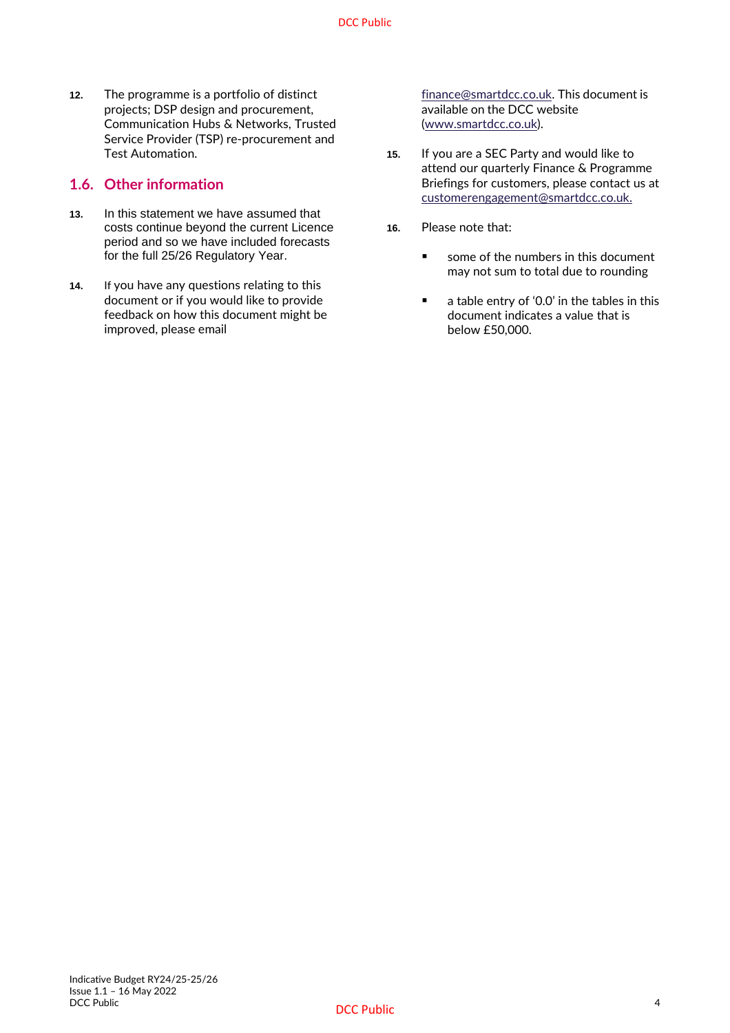12. The programme is a portfolio of distinct projects; DSP design and procurement, Communication Hubs & Networks, Trusted Service Provider (TSP) re-procurement and Test Automation.

## 1.6. Other information

13. In this statement we have assumed that costs continue beyond the current Licence period and so we have included forecasts for the full 25/26 Regulatory Year.

14. If you have any questions relating to this document or if you would like to provide feedback on how this document might be improved, please email finance@smartdcc.co.uk. This document is available on the DCC website (www.smartdcc.co.uk).

15. If you are a SEC Party and would like to attend our quarterly Finance & Programme Briefings for customers, please contact us at customerengagement@smartdcc.co.uk.

16. Please note that:

    - some of the numbers in this document may not sum to total due to rounding
    - a table entry of '0.0' in the tables in this document indicates a value that is below £50,000.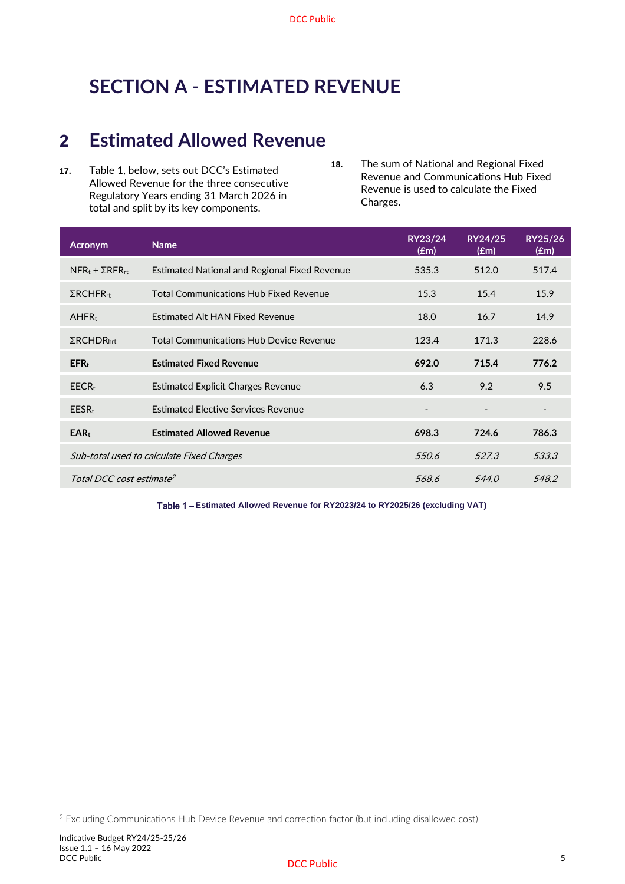# SECTION A - ESTIMATED REVENUE

## 2 Estimated Allowed Revenue

17. Table 1, below, sets out DCC's Estimated Allowed Revenue for the three consecutive Regulatory Years ending 31 March 2026 in total and split by its key components.

18. The sum of National and Regional Fixed Revenue and Communications Hub Fixed Revenue is used to calculate the Fixed Charges.

| Acronym | Name | RY23/24 (£m) | RY24/25 (£m) | RY25/26 (£m) |
|---|---|---|---|---|
| $NFR_t + \Sigma RFR_{rt}$ | Estimated National and Regional Fixed Revenue | 535.3 | 512.0 | 517.4 |
| $\Sigma RCHFR_{rt}$ | Total Communications Hub Fixed Revenue | 15.3 | 15.4 | 15.9 |
| $AHFR_t$ | Estimated Alt HAN Fixed Revenue | 18.0 | 16.7 | 14.9 |
| $\Sigma RCHDR_{hrt}$ | Total Communications Hub Device Revenue | 123.4 | 171.3 | 228.6 |
| **$EFR_t$** | **Estimated Fixed Revenue** | **692.0** | **715.4** | **776.2** |
| $EECR_t$ | Estimated Explicit Charges Revenue | 6.3 | 9.2 | 9.5 |
| $EESR_t$ | Estimated Elective Services Revenue | - | - | - |
| **$EAR_t$** | **Estimated Allowed Revenue** | **698.3** | **724.6** | **786.3** |
| *Sub-total used to calculate Fixed Charges* | | *550.6* | *527.3* | *533.3* |
| *Total DCC cost estimate*[2] | | *568.6* | *544.0* | *548.2* |

**Table 1 – Estimated Allowed Revenue for RY2023/24 to RY2025/26 (excluding VAT)**

[2] Excluding Communications Hub Device Revenue and correction factor (but including disallowed cost)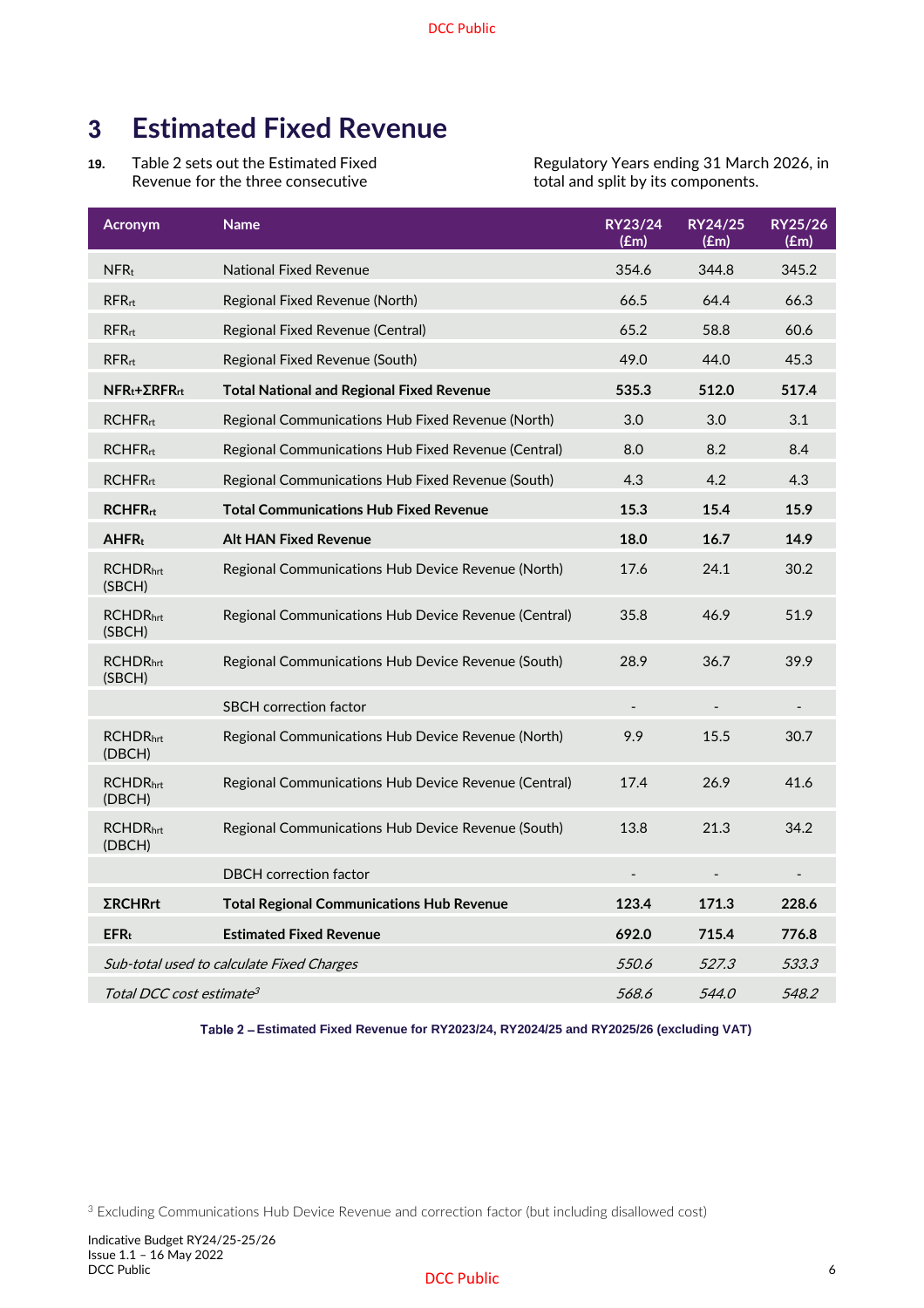# 3 Estimated Fixed Revenue

**19.** Table 2 sets out the Estimated Fixed Revenue for the three consecutive Regulatory Years ending 31 March 2026, in total and split by its components.

| Acronym | Name | RY23/24 (£m) | RY24/25 (£m) | RY25/26 (£m) |
|---|---|---|---|---|
| $NFR_t$ | National Fixed Revenue | 354.6 | 344.8 | 345.2 |
| $RFR_{rt}$ | Regional Fixed Revenue (North) | 66.5 | 64.4 | 66.3 |
| $RFR_{rt}$ | Regional Fixed Revenue (Central) | 65.2 | 58.8 | 60.6 |
| $RFR_{rt}$ | Regional Fixed Revenue (South) | 49.0 | 44.0 | 45.3 |
| **$NFR_t+\Sigma RFR_{rt}$** | **Total National and Regional Fixed Revenue** | **535.3** | **512.0** | **517.4** |
| $RCHFR_{rt}$ | Regional Communications Hub Fixed Revenue (North) | 3.0 | 3.0 | 3.1 |
| $RCHFR_{rt}$ | Regional Communications Hub Fixed Revenue (Central) | 8.0 | 8.2 | 8.4 |
| $RCHFR_{rt}$ | Regional Communications Hub Fixed Revenue (South) | 4.3 | 4.2 | 4.3 |
| **$RCHFR_{rt}$** | **Total Communications Hub Fixed Revenue** | **15.3** | **15.4** | **15.9** |
| **$AHFR_t$** | **Alt HAN Fixed Revenue** | **18.0** | **16.7** | **14.9** |
| $RCHDR_{hrt}$ (SBCH) | Regional Communications Hub Device Revenue (North) | 17.6 | 24.1 | 30.2 |
| $RCHDR_{hrt}$ (SBCH) | Regional Communications Hub Device Revenue (Central) | 35.8 | 46.9 | 51.9 |
| $RCHDR_{hrt}$ (SBCH) | Regional Communications Hub Device Revenue (South) | 28.9 | 36.7 | 39.9 |
| | SBCH correction factor | - | - | - |
| $RCHDR_{hrt}$ (DBCH) | Regional Communications Hub Device Revenue (North) | 9.9 | 15.5 | 30.7 |
| $RCHDR_{hrt}$ (DBCH) | Regional Communications Hub Device Revenue (Central) | 17.4 | 26.9 | 41.6 |
| $RCHDR_{hrt}$ (DBCH) | Regional Communications Hub Device Revenue (South) | 13.8 | 21.3 | 34.2 |
| | DBCH correction factor | - | - | - |
| **$\Sigma RCHR_{rt}$** | **Total Regional Communications Hub Revenue** | **123.4** | **171.3** | **228.6** |
| **$EFR_t$** | **Estimated Fixed Revenue** | **692.0** | **715.4** | **776.8** |
| *Sub-total used to calculate Fixed Charges* | | *550.6* | *527.3* | *533.3* |
| *Total DCC cost estimate*[3] | | *568.6* | *544.0* | *548.2* |

**Table 2 – Estimated Fixed Revenue for RY2023/24, RY2024/25 and RY2025/26 (excluding VAT)**

[3] Excluding Communications Hub Device Revenue and correction factor (but including disallowed cost)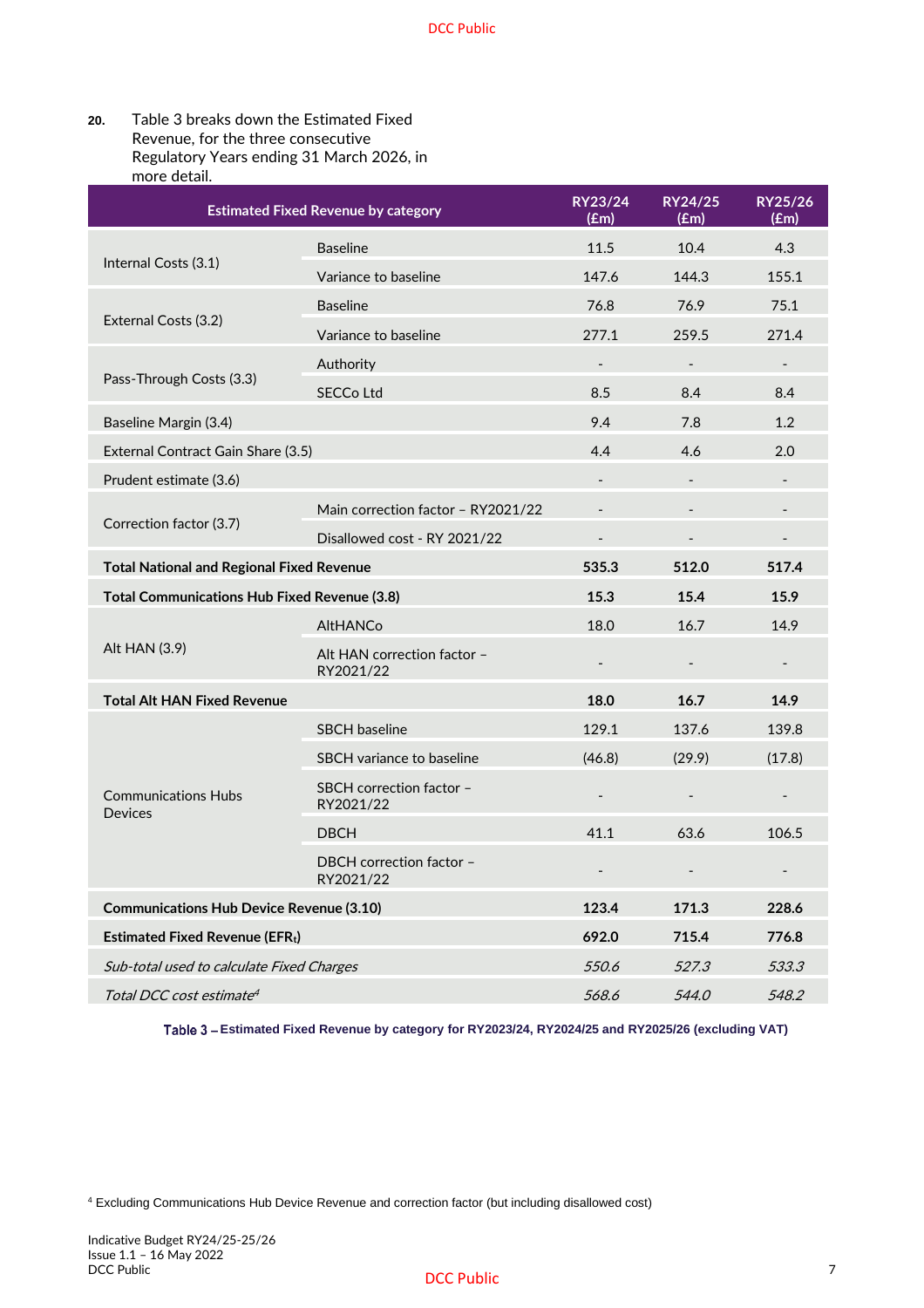20. Table 3 breaks down the Estimated Fixed Revenue, for the three consecutive Regulatory Years ending 31 March 2026, in more detail.

| Estimated Fixed Revenue by category | | RY23/24 (£m) | RY24/25 (£m) | RY25/26 (£m) |
|---|---|---|---|---|
| Internal Costs (3.1) | Baseline | 11.5 | 10.4 | 4.3 |
| | Variance to baseline | 147.6 | 144.3 | 155.1 |
| External Costs (3.2) | Baseline | 76.8 | 76.9 | 75.1 |
| | Variance to baseline | 277.1 | 259.5 | 271.4 |
| Pass-Through Costs (3.3) | Authority | - | - | - |
| | SECCo Ltd | 8.5 | 8.4 | 8.4 |
| Baseline Margin (3.4) | | 9.4 | 7.8 | 1.2 |
| External Contract Gain Share (3.5) | | 4.4 | 4.6 | 2.0 |
| Prudent estimate (3.6) | | - | - | - |
| Correction factor (3.7) | Main correction factor – RY2021/22 | - | - | - |
| | Disallowed cost - RY 2021/22 | - | - | - |
| **Total National and Regional Fixed Revenue** | | **535.3** | **512.0** | **517.4** |
| **Total Communications Hub Fixed Revenue (3.8)** | | **15.3** | **15.4** | **15.9** |
| Alt HAN (3.9) | AltHANCo | 18.0 | 16.7 | 14.9 |
| | Alt HAN correction factor – RY2021/22 | - | - | - |
| **Total Alt HAN Fixed Revenue** | | **18.0** | **16.7** | **14.9** |
| Communications Hubs Devices | SBCH baseline | 129.1 | 137.6 | 139.8 |
| | SBCH variance to baseline | (46.8) | (29.9) | (17.8) |
| | SBCH correction factor – RY2021/22 | - | - | - |
| | DBCH | 41.1 | 63.6 | 106.5 |
| | DBCH correction factor – RY2021/22 | - | - | - |
| **Communications Hub Device Revenue (3.10)** | | **123.4** | **171.3** | **228.6** |
| **Estimated Fixed Revenue ($EFR_t$)** | | **692.0** | **715.4** | **776.8** |
| *Sub-total used to calculate Fixed Charges* | | *550.6* | *527.3* | *533.3* |
| *Total DCC cost estimate*[4] | | *568.6* | *544.0* | *548.2* |

Table 3 – Estimated Fixed Revenue by category for RY2023/24, RY2024/25 and RY2025/26 (excluding VAT)

[4] Excluding Communications Hub Device Revenue and correction factor (but including disallowed cost)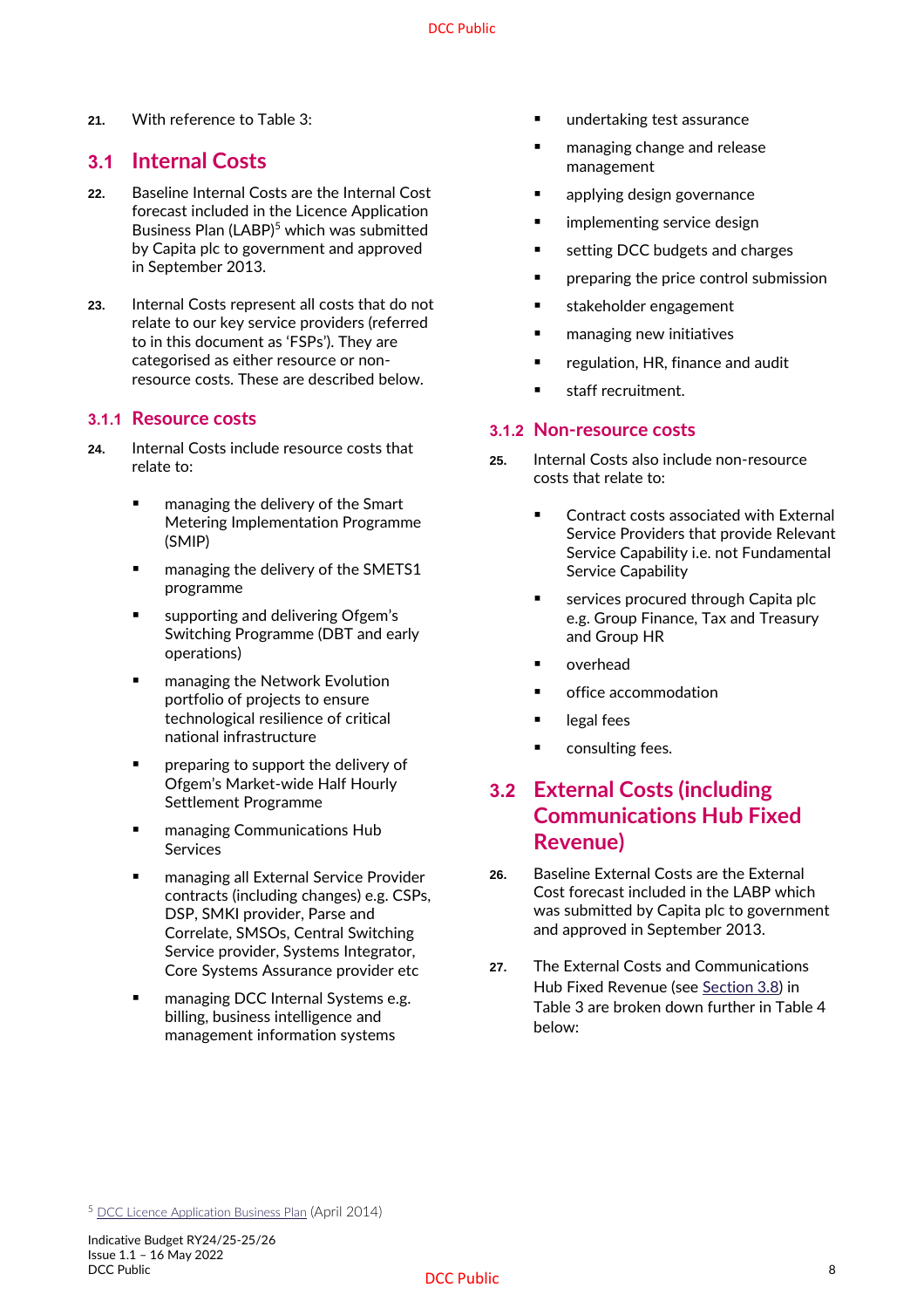21. With reference to Table 3:

## 3.1 Internal Costs

22. Baseline Internal Costs are the Internal Cost forecast included in the Licence Application Business Plan (LABP)[5] which was submitted by Capita plc to government and approved in September 2013.

23. Internal Costs represent all costs that do not relate to our key service providers (referred to in this document as 'FSPs'). They are categorised as either resource or non-resource costs. These are described below.

### 3.1.1 Resource costs

24. Internal Costs include resource costs that relate to:

- managing the delivery of the Smart Metering Implementation Programme (SMIP)
- managing the delivery of the SMETS1 programme
- supporting and delivering Ofgem's Switching Programme (DBT and early operations)
- managing the Network Evolution portfolio of projects to ensure technological resilience of critical national infrastructure
- preparing to support the delivery of Ofgem's Market-wide Half Hourly Settlement Programme
- managing Communications Hub Services
- managing all External Service Provider contracts (including changes) e.g. CSPs, DSP, SMKI provider, Parse and Correlate, SMSOs, Central Switching Service provider, Systems Integrator, Core Systems Assurance provider etc
- managing DCC Internal Systems e.g. billing, business intelligence and management information systems
- undertaking test assurance
- managing change and release management
- applying design governance
- implementing service design
- setting DCC budgets and charges
- preparing the price control submission
- stakeholder engagement
- managing new initiatives
- regulation, HR, finance and audit
- staff recruitment.

### 3.1.2 Non-resource costs

25. Internal Costs also include non-resource costs that relate to:

- Contract costs associated with External Service Providers that provide Relevant Service Capability i.e. not Fundamental Service Capability
- services procured through Capita plc e.g. Group Finance, Tax and Treasury and Group HR
- overhead
- office accommodation
- legal fees
- consulting fees.

## 3.2 External Costs (including Communications Hub Fixed Revenue)

26. Baseline External Costs are the External Cost forecast included in the LABP which was submitted by Capita plc to government and approved in September 2013.

27. The External Costs and Communications Hub Fixed Revenue (see Section 3.8) in Table 3 are broken down further in Table 4 below:

[5] DCC Licence Application Business Plan (April 2014)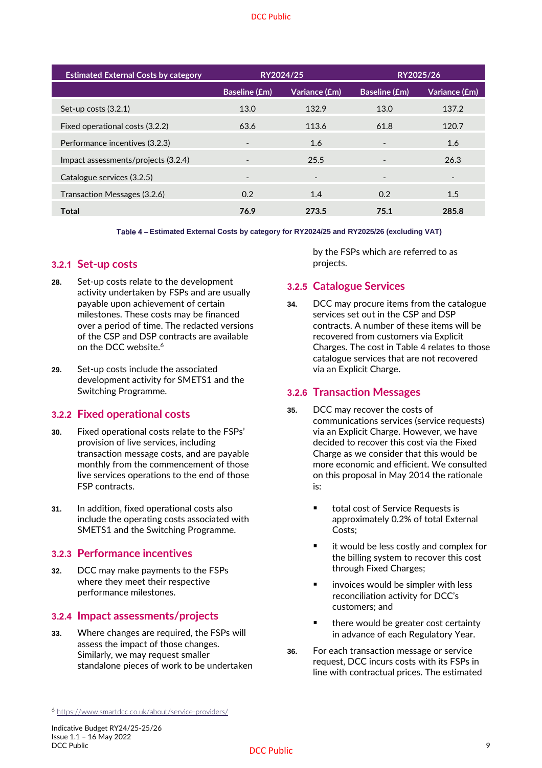| Estimated External Costs by category | RY2024/25 | | RY2025/26 | |
|---|---|---|---|---|
| | Baseline (£m) | Variance (£m) | Baseline (£m) | Variance (£m) |
| Set-up costs (3.2.1) | 13.0 | 132.9 | 13.0 | 137.2 |
| Fixed operational costs (3.2.2) | 63.6 | 113.6 | 61.8 | 120.7 |
| Performance incentives (3.2.3) | - | 1.6 | - | 1.6 |
| Impact assessments/projects (3.2.4) | - | 25.5 | - | 26.3 |
| Catalogue services (3.2.5) | - | - | - | - |
| Transaction Messages (3.2.6) | 0.2 | 1.4 | 0.2 | 1.5 |
| **Total** | **76.9** | **273.5** | **75.1** | **285.8** |

Table 4 – Estimated External Costs by category for RY2024/25 and RY2025/26 (excluding VAT)

### 3.2.1 Set-up costs

**28.** Set-up costs relate to the development activity undertaken by FSPs and are usually payable upon achievement of certain milestones. These costs may be financed over a period of time. The redacted versions of the CSP and DSP contracts are available on the DCC website.[6]

**29.** Set-up costs include the associated development activity for SMETS1 and the Switching Programme.

### 3.2.2 Fixed operational costs

**30.** Fixed operational costs relate to the FSPs' provision of live services, including transaction message costs, and are payable monthly from the commencement of those live services operations to the end of those FSP contracts.

**31.** In addition, fixed operational costs also include the operating costs associated with SMETS1 and the Switching Programme.

### 3.2.3 Performance incentives

**32.** DCC may make payments to the FSPs where they meet their respective performance milestones.

### 3.2.4 Impact assessments/projects

**33.** Where changes are required, the FSPs will assess the impact of those changes. Similarly, we may request smaller standalone pieces of work to be undertaken by the FSPs which are referred to as projects.

### 3.2.5 Catalogue Services

**34.** DCC may procure items from the catalogue services set out in the CSP and DSP contracts. A number of these items will be recovered from customers via Explicit Charges. The cost in Table 4 relates to those catalogue services that are not recovered via an Explicit Charge.

### 3.2.6 Transaction Messages

**35.** DCC may recover the costs of communications services (service requests) via an Explicit Charge. However, we have decided to recover this cost via the Fixed Charge as we consider that this would be more economic and efficient. We consulted on this proposal in May 2014 the rationale is:

- total cost of Service Requests is approximately 0.2% of total External Costs;
- it would be less costly and complex for the billing system to recover this cost through Fixed Charges;
- invoices would be simpler with less reconciliation activity for DCC's customers; and
- there would be greater cost certainty in advance of each Regulatory Year.

**36.** For each transaction message or service request, DCC incurs costs with its FSPs in line with contractual prices. The estimated

[6] https://www.smartdcc.co.uk/about/service-providers/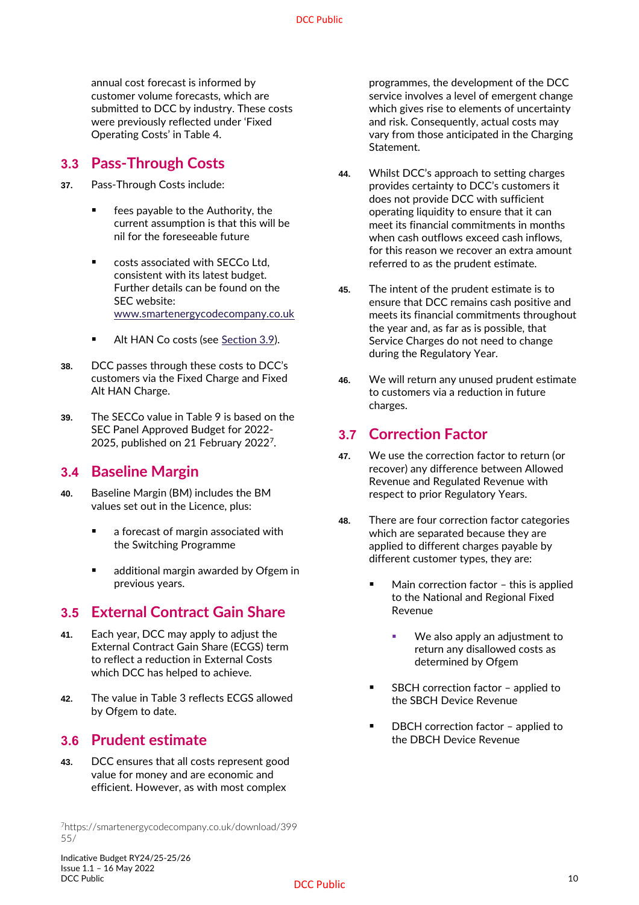annual cost forecast is informed by customer volume forecasts, which are submitted to DCC by industry. These costs were previously reflected under 'Fixed Operating Costs' in Table 4.

## 3.3 Pass-Through Costs

**37.** Pass-Through Costs include:

- fees payable to the Authority, the current assumption is that this will be nil for the foreseeable future
- costs associated with SECCo Ltd, consistent with its latest budget. Further details can be found on the SEC website: www.smartenergycodecompany.co.uk
- Alt HAN Co costs (see Section 3.9).

**38.** DCC passes through these costs to DCC's customers via the Fixed Charge and Fixed Alt HAN Charge.

**39.** The SECCo value in Table 9 is based on the SEC Panel Approved Budget for 2022-2025, published on 21 February 2022[7].

## 3.4 Baseline Margin

**40.** Baseline Margin (BM) includes the BM values set out in the Licence, plus:

- a forecast of margin associated with the Switching Programme
- additional margin awarded by Ofgem in previous years.

## 3.5 External Contract Gain Share

**41.** Each year, DCC may apply to adjust the External Contract Gain Share (ECGS) term to reflect a reduction in External Costs which DCC has helped to achieve.

**42.** The value in Table 3 reflects ECGS allowed by Ofgem to date.

## 3.6 Prudent estimate

**43.** DCC ensures that all costs represent good value for money and are economic and efficient. However, as with most complex programmes, the development of the DCC service involves a level of emergent change which gives rise to elements of uncertainty and risk. Consequently, actual costs may vary from those anticipated in the Charging Statement.

**44.** Whilst DCC's approach to setting charges provides certainty to DCC's customers it does not provide DCC with sufficient operating liquidity to ensure that it can meet its financial commitments in months when cash outflows exceed cash inflows, for this reason we recover an extra amount referred to as the prudent estimate.

**45.** The intent of the prudent estimate is to ensure that DCC remains cash positive and meets its financial commitments throughout the year and, as far as is possible, that Service Charges do not need to change during the Regulatory Year.

**46.** We will return any unused prudent estimate to customers via a reduction in future charges.

## 3.7 Correction Factor

**47.** We use the correction factor to return (or recover) any difference between Allowed Revenue and Regulated Revenue with respect to prior Regulatory Years.

**48.** There are four correction factor categories which are separated because they are applied to different charges payable by different customer types, they are:

- Main correction factor – this is applied to the National and Regional Fixed Revenue
  - We also apply an adjustment to return any disallowed costs as determined by Ofgem
- SBCH correction factor – applied to the SBCH Device Revenue
- DBCH correction factor – applied to the DBCH Device Revenue

[7] https://smartenergycodecompany.co.uk/download/39955/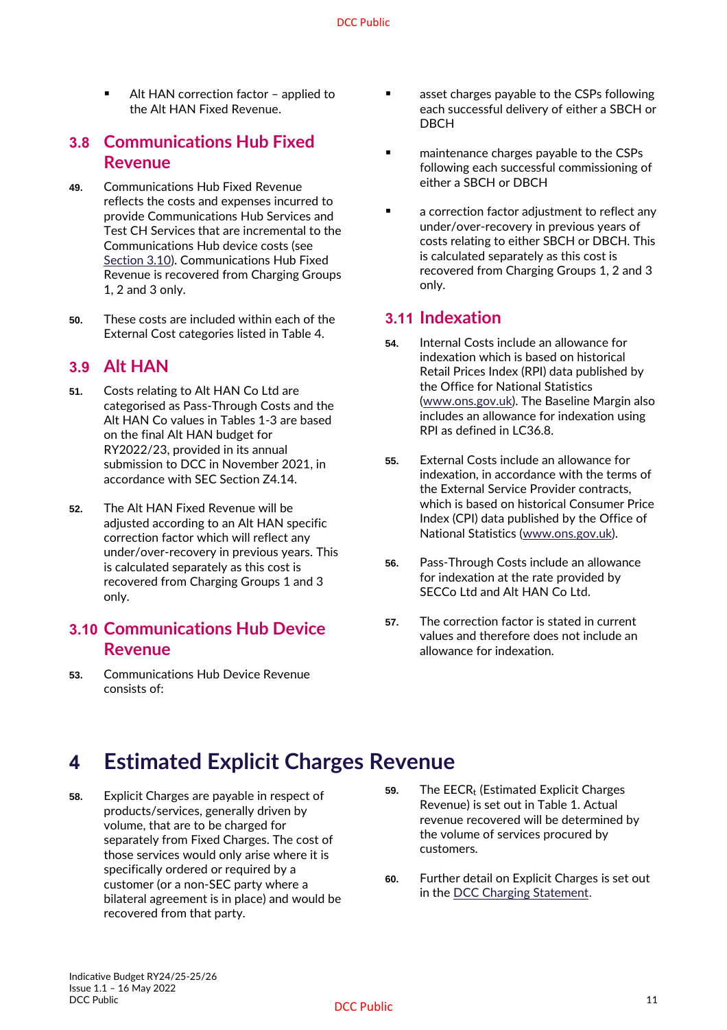- Alt HAN correction factor – applied to the Alt HAN Fixed Revenue.

## 3.8 Communications Hub Fixed Revenue

**49.** Communications Hub Fixed Revenue reflects the costs and expenses incurred to provide Communications Hub Services and Test CH Services that are incremental to the Communications Hub device costs (see Section 3.10). Communications Hub Fixed Revenue is recovered from Charging Groups 1, 2 and 3 only.

**50.** These costs are included within each of the External Cost categories listed in Table 4.

## 3.9 Alt HAN

**51.** Costs relating to Alt HAN Co Ltd are categorised as Pass-Through Costs and the Alt HAN Co values in Tables 1-3 are based on the final Alt HAN budget for RY2022/23, provided in its annual submission to DCC in November 2021, in accordance with SEC Section Z4.14.

**52.** The Alt HAN Fixed Revenue will be adjusted according to an Alt HAN specific correction factor which will reflect any under/over-recovery in previous years. This is calculated separately as this cost is recovered from Charging Groups 1 and 3 only.

## 3.10 Communications Hub Device Revenue

**53.** Communications Hub Device Revenue consists of:

- asset charges payable to the CSPs following each successful delivery of either a SBCH or DBCH
- maintenance charges payable to the CSPs following each successful commissioning of either a SBCH or DBCH
- a correction factor adjustment to reflect any under/over-recovery in previous years of costs relating to either SBCH or DBCH. This is calculated separately as this cost is recovered from Charging Groups 1, 2 and 3 only.

## 3.11 Indexation

**54.** Internal Costs include an allowance for indexation which is based on historical Retail Prices Index (RPI) data published by the Office for National Statistics (www.ons.gov.uk). The Baseline Margin also includes an allowance for indexation using RPI as defined in LC36.8.

**55.** External Costs include an allowance for indexation, in accordance with the terms of the External Service Provider contracts, which is based on historical Consumer Price Index (CPI) data published by the Office of National Statistics (www.ons.gov.uk).

**56.** Pass-Through Costs include an allowance for indexation at the rate provided by SECCo Ltd and Alt HAN Co Ltd.

**57.** The correction factor is stated in current values and therefore does not include an allowance for indexation.

# 4 Estimated Explicit Charges Revenue

**58.** Explicit Charges are payable in respect of products/services, generally driven by volume, that are to be charged for separately from Fixed Charges. The cost of those services would only arise where it is specifically ordered or required by a customer (or a non-SEC party where a bilateral agreement is in place) and would be recovered from that party.

**59.** The $EECR_t$ (Estimated Explicit Charges Revenue) is set out in Table 1. Actual revenue recovered will be determined by the volume of services procured by customers.

**60.** Further detail on Explicit Charges is set out in the DCC Charging Statement.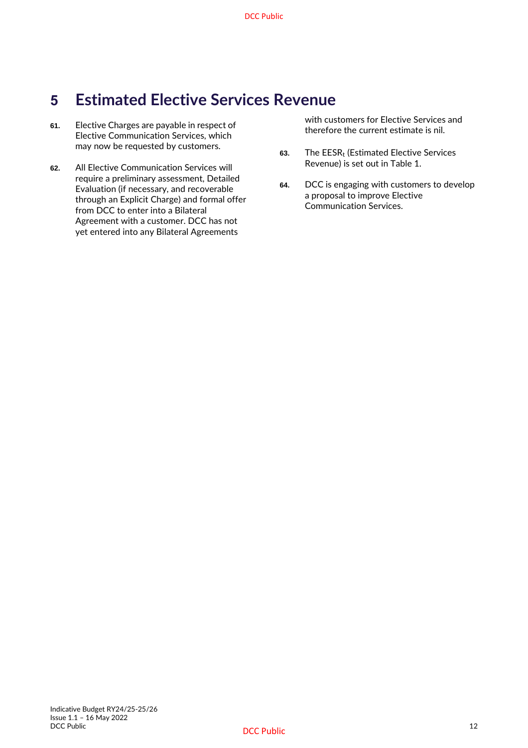# 5 Estimated Elective Services Revenue

61. Elective Charges are payable in respect of Elective Communication Services, which may now be requested by customers.

62. All Elective Communication Services will require a preliminary assessment, Detailed Evaluation (if necessary, and recoverable through an Explicit Charge) and formal offer from DCC to enter into a Bilateral Agreement with a customer. DCC has not yet entered into any Bilateral Agreements with customers for Elective Services and therefore the current estimate is nil.

63. The $EESR_t$ (Estimated Elective Services Revenue) is set out in Table 1.

64. DCC is engaging with customers to develop a proposal to improve Elective Communication Services.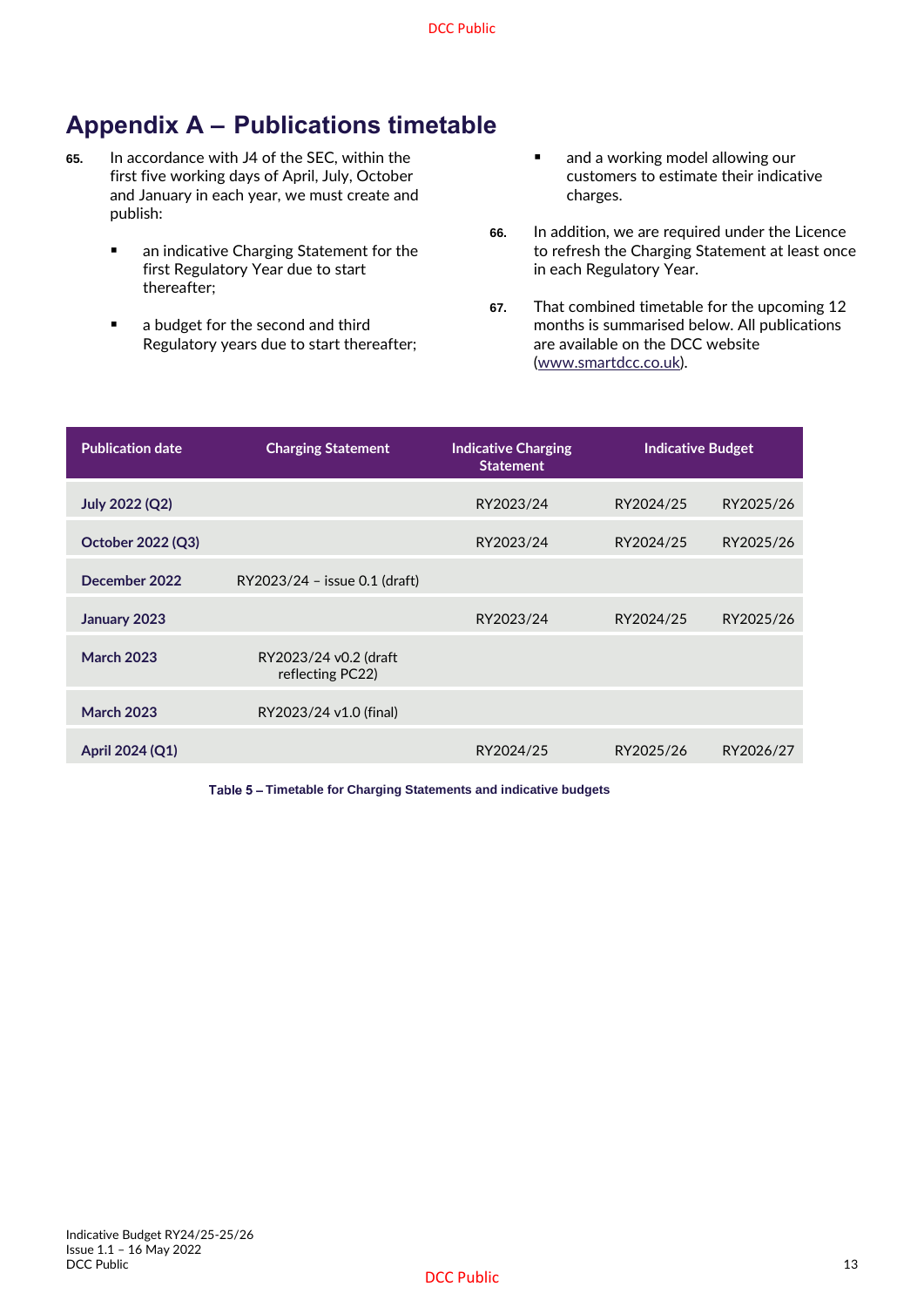# Appendix A – Publications timetable

**65.** In accordance with J4 of the SEC, within the first five working days of April, July, October and January in each year, we must create and publish:

- an indicative Charging Statement for the first Regulatory Year due to start thereafter;
- a budget for the second and third Regulatory years due to start thereafter;
- and a working model allowing our customers to estimate their indicative charges.

**66.** In addition, we are required under the Licence to refresh the Charging Statement at least once in each Regulatory Year.

**67.** That combined timetable for the upcoming 12 months is summarised below. All publications are available on the DCC website (www.smartdcc.co.uk).

| Publication date | Charging Statement | Indicative Charging Statement | Indicative Budget | |
|---|---|---|---|---|
| **July 2022 (Q2)** | | RY2023/24 | RY2024/25 | RY2025/26 |
| **October 2022 (Q3)** | | RY2023/24 | RY2024/25 | RY2025/26 |
| **December 2022** | RY2023/24 – issue 0.1 (draft) | | | |
| **January 2023** | | RY2023/24 | RY2024/25 | RY2025/26 |
| **March 2023** | RY2023/24 v0.2 (draft reflecting PC22) | | | |
| **March 2023** | RY2023/24 v1.0 (final) | | | |
| **April 2024 (Q1)** | | RY2024/25 | RY2025/26 | RY2026/27 |

Table 5 – Timetable for Charging Statements and indicative budgets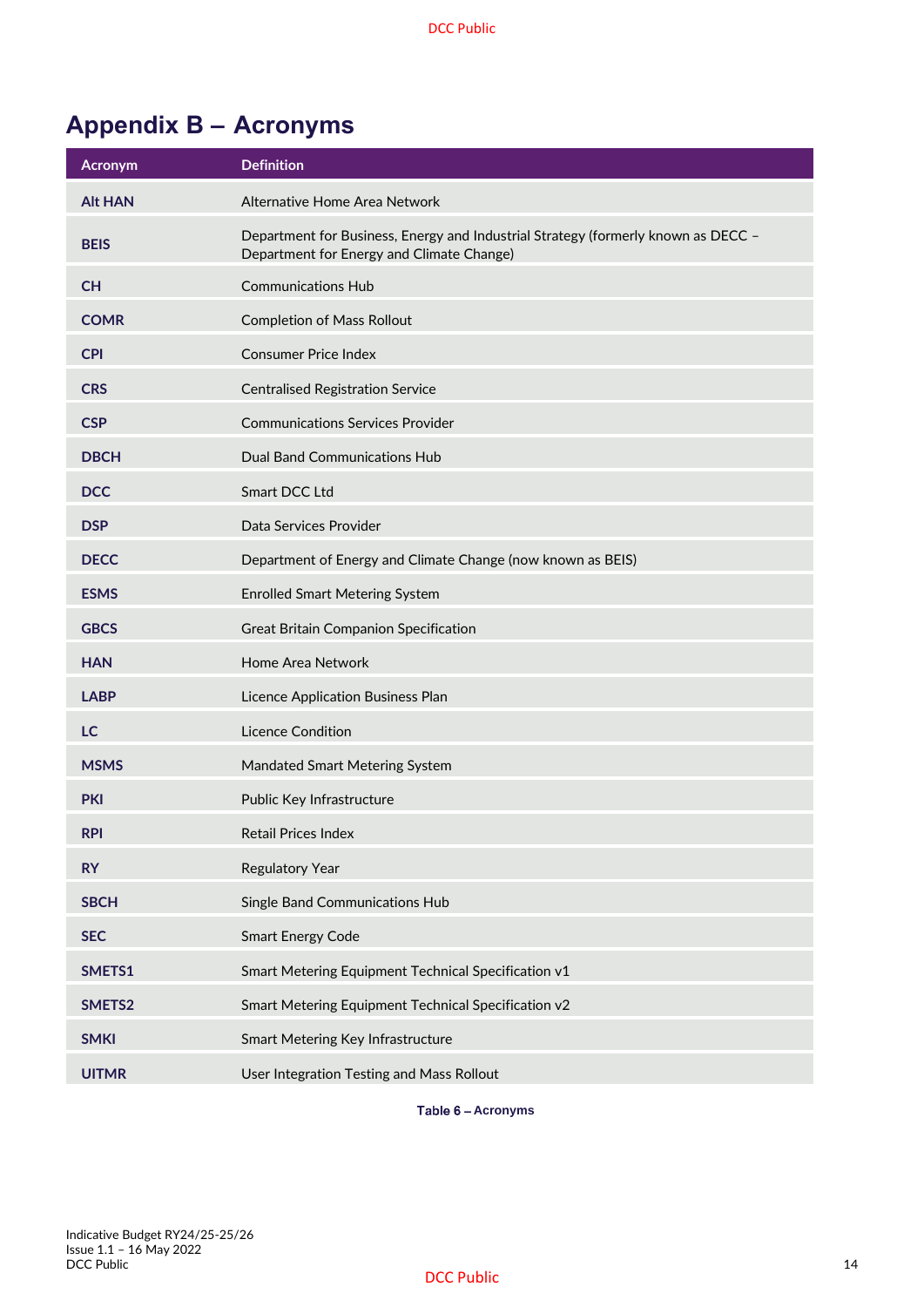# Appendix B – Acronyms

| Acronym | Definition |
|---|---|
| **Alt HAN** | Alternative Home Area Network |
| **BEIS** | Department for Business, Energy and Industrial Strategy (formerly known as DECC – Department for Energy and Climate Change) |
| **CH** | Communications Hub |
| **COMR** | Completion of Mass Rollout |
| **CPI** | Consumer Price Index |
| **CRS** | Centralised Registration Service |
| **CSP** | Communications Services Provider |
| **DBCH** | Dual Band Communications Hub |
| **DCC** | Smart DCC Ltd |
| **DSP** | Data Services Provider |
| **DECC** | Department of Energy and Climate Change (now known as BEIS) |
| **ESMS** | Enrolled Smart Metering System |
| **GBCS** | Great Britain Companion Specification |
| **HAN** | Home Area Network |
| **LABP** | Licence Application Business Plan |
| **LC** | Licence Condition |
| **MSMS** | Mandated Smart Metering System |
| **PKI** | Public Key Infrastructure |
| **RPI** | Retail Prices Index |
| **RY** | Regulatory Year |
| **SBCH** | Single Band Communications Hub |
| **SEC** | Smart Energy Code |
| **SMETS1** | Smart Metering Equipment Technical Specification v1 |
| **SMETS2** | Smart Metering Equipment Technical Specification v2 |
| **SMKI** | Smart Metering Key Infrastructure |
| **UITMR** | User Integration Testing and Mass Rollout |

**Table 6 – Acronyms**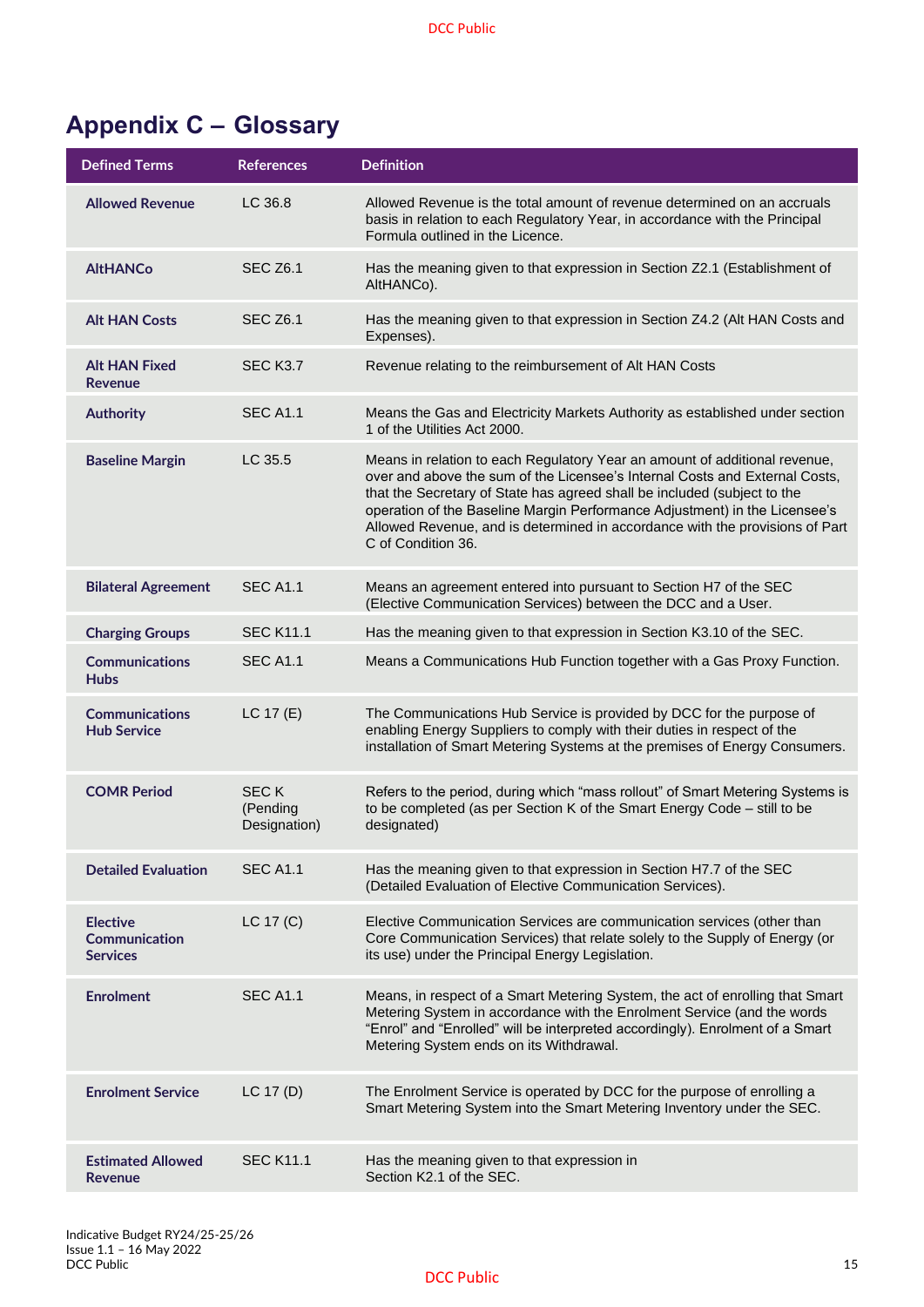# Appendix C – Glossary

| Defined Terms | References | Definition |
|---|---|---|
| **Allowed Revenue** | LC 36.8 | Allowed Revenue is the total amount of revenue determined on an accruals basis in relation to each Regulatory Year, in accordance with the Principal Formula outlined in the Licence. |
| **AltHANCo** | SEC Z6.1 | Has the meaning given to that expression in Section Z2.1 (Establishment of AltHANCo). |
| **Alt HAN Costs** | SEC Z6.1 | Has the meaning given to that expression in Section Z4.2 (Alt HAN Costs and Expenses). |
| **Alt HAN Fixed Revenue** | SEC K3.7 | Revenue relating to the reimbursement of Alt HAN Costs |
| **Authority** | SEC A1.1 | Means the Gas and Electricity Markets Authority as established under section 1 of the Utilities Act 2000. |
| **Baseline Margin** | LC 35.5 | Means in relation to each Regulatory Year an amount of additional revenue, over and above the sum of the Licensee's Internal Costs and External Costs, that the Secretary of State has agreed shall be included (subject to the operation of the Baseline Margin Performance Adjustment) in the Licensee's Allowed Revenue, and is determined in accordance with the provisions of Part C of Condition 36. |
| **Bilateral Agreement** | SEC A1.1 | Means an agreement entered into pursuant to Section H7 of the SEC (Elective Communication Services) between the DCC and a User. |
| **Charging Groups** | SEC K11.1 | Has the meaning given to that expression in Section K3.10 of the SEC. |
| **Communications Hubs** | SEC A1.1 | Means a Communications Hub Function together with a Gas Proxy Function. |
| **Communications Hub Service** | LC 17 (E) | The Communications Hub Service is provided by DCC for the purpose of enabling Energy Suppliers to comply with their duties in respect of the installation of Smart Metering Systems at the premises of Energy Consumers. |
| **COMR Period** | SEC K (Pending Designation) | Refers to the period, during which "mass rollout" of Smart Metering Systems is to be completed (as per Section K of the Smart Energy Code – still to be designated) |
| **Detailed Evaluation** | SEC A1.1 | Has the meaning given to that expression in Section H7.7 of the SEC (Detailed Evaluation of Elective Communication Services). |
| **Elective Communication Services** | LC 17 (C) | Elective Communication Services are communication services (other than Core Communication Services) that relate solely to the Supply of Energy (or its use) under the Principal Energy Legislation. |
| **Enrolment** | SEC A1.1 | Means, in respect of a Smart Metering System, the act of enrolling that Smart Metering System in accordance with the Enrolment Service (and the words "Enrol" and "Enrolled" will be interpreted accordingly). Enrolment of a Smart Metering System ends on its Withdrawal. |
| **Enrolment Service** | LC 17 (D) | The Enrolment Service is operated by DCC for the purpose of enrolling a Smart Metering System into the Smart Metering Inventory under the SEC. |
| **Estimated Allowed Revenue** | SEC K11.1 | Has the meaning given to that expression in Section K2.1 of the SEC. |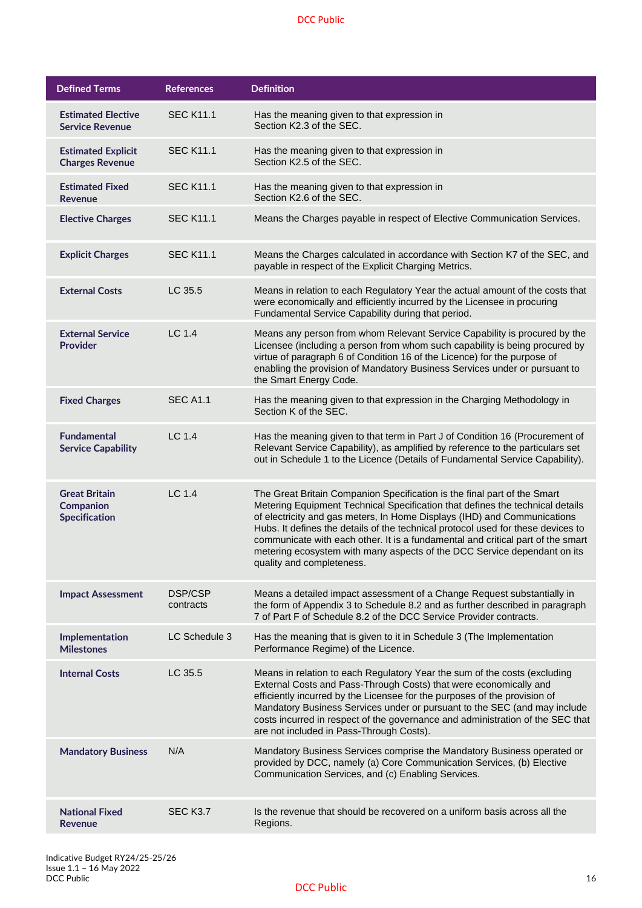| Defined Terms | References | Definition |
|---|---|---|
| **Estimated Elective Service Revenue** | SEC K11.1 | Has the meaning given to that expression in Section K2.3 of the SEC. |
| **Estimated Explicit Charges Revenue** | SEC K11.1 | Has the meaning given to that expression in Section K2.5 of the SEC. |
| **Estimated Fixed Revenue** | SEC K11.1 | Has the meaning given to that expression in Section K2.6 of the SEC. |
| **Elective Charges** | SEC K11.1 | Means the Charges payable in respect of Elective Communication Services. |
| **Explicit Charges** | SEC K11.1 | Means the Charges calculated in accordance with Section K7 of the SEC, and payable in respect of the Explicit Charging Metrics. |
| **External Costs** | LC 35.5 | Means in relation to each Regulatory Year the actual amount of the costs that were economically and efficiently incurred by the Licensee in procuring Fundamental Service Capability during that period. |
| **External Service Provider** | LC 1.4 | Means any person from whom Relevant Service Capability is procured by the Licensee (including a person from whom such capability is being procured by virtue of paragraph 6 of Condition 16 of the Licence) for the purpose of enabling the provision of Mandatory Business Services under or pursuant to the Smart Energy Code. |
| **Fixed Charges** | SEC A1.1 | Has the meaning given to that expression in the Charging Methodology in Section K of the SEC. |
| **Fundamental Service Capability** | LC 1.4 | Has the meaning given to that term in Part J of Condition 16 (Procurement of Relevant Service Capability), as amplified by reference to the particulars set out in Schedule 1 to the Licence (Details of Fundamental Service Capability). |
| **Great Britain Companion Specification** | LC 1.4 | The Great Britain Companion Specification is the final part of the Smart Metering Equipment Technical Specification that defines the technical details of electricity and gas meters, In Home Displays (IHD) and Communications Hubs. It defines the details of the technical protocol used for these devices to communicate with each other. It is a fundamental and critical part of the smart metering ecosystem with many aspects of the DCC Service dependant on its quality and completeness. |
| **Impact Assessment** | DSP/CSP contracts | Means a detailed impact assessment of a Change Request substantially in the form of Appendix 3 to Schedule 8.2 and as further described in paragraph 7 of Part F of Schedule 8.2 of the DCC Service Provider contracts. |
| **Implementation Milestones** | LC Schedule 3 | Has the meaning that is given to it in Schedule 3 (The Implementation Performance Regime) of the Licence. |
| **Internal Costs** | LC 35.5 | Means in relation to each Regulatory Year the sum of the costs (excluding External Costs and Pass-Through Costs) that were economically and efficiently incurred by the Licensee for the purposes of the provision of Mandatory Business Services under or pursuant to the SEC (and may include costs incurred in respect of the governance and administration of the SEC that are not included in Pass-Through Costs). |
| **Mandatory Business** | N/A | Mandatory Business Services comprise the Mandatory Business operated or provided by DCC, namely (a) Core Communication Services, (b) Elective Communication Services, and (c) Enabling Services. |
| **National Fixed Revenue** | SEC K3.7 | Is the revenue that should be recovered on a uniform basis across all the Regions. |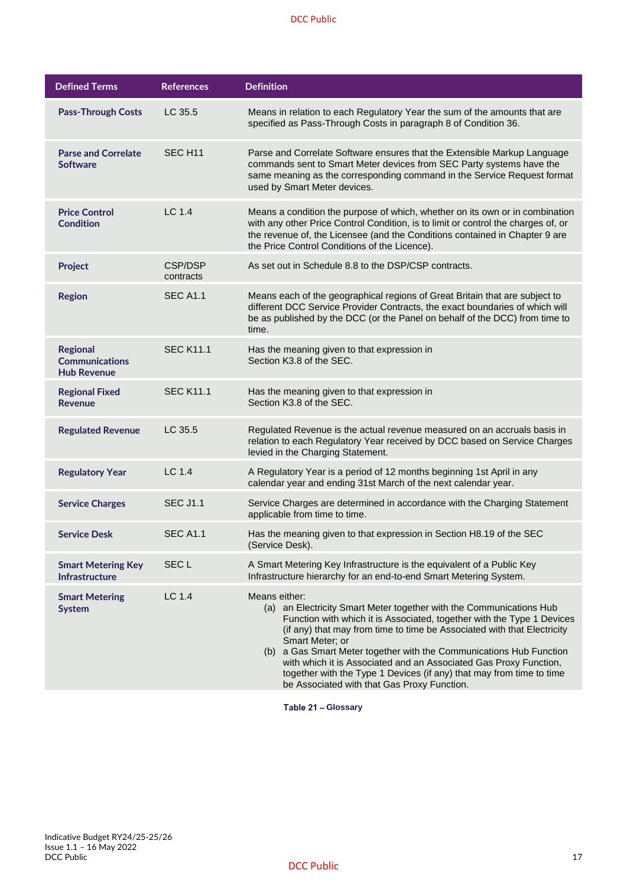| Defined Terms | References | Definition |
|---|---|---|
| **Pass-Through Costs** | LC 35.5 | Means in relation to each Regulatory Year the sum of the amounts that are specified as Pass-Through Costs in paragraph 8 of Condition 36. |
| **Parse and Correlate Software** | SEC H11 | Parse and Correlate Software ensures that the Extensible Markup Language commands sent to Smart Meter devices from SEC Party systems have the same meaning as the corresponding command in the Service Request format used by Smart Meter devices. |
| **Price Control Condition** | LC 1.4 | Means a condition the purpose of which, whether on its own or in combination with any other Price Control Condition, is to limit or control the charges of, or the revenue of, the Licensee (and the Conditions contained in Chapter 9 are the Price Control Conditions of the Licence). |
| **Project** | CSP/DSP contracts | As set out in Schedule 8.8 to the DSP/CSP contracts. |
| **Region** | SEC A1.1 | Means each of the geographical regions of Great Britain that are subject to different DCC Service Provider Contracts, the exact boundaries of which will be as published by the DCC (or the Panel on behalf of the DCC) from time to time. |
| **Regional Communications Hub Revenue** | SEC K11.1 | Has the meaning given to that expression in Section K3.8 of the SEC. |
| **Regional Fixed Revenue** | SEC K11.1 | Has the meaning given to that expression in Section K3.8 of the SEC. |
| **Regulated Revenue** | LC 35.5 | Regulated Revenue is the actual revenue measured on an accruals basis in relation to each Regulatory Year received by DCC based on Service Charges levied in the Charging Statement. |
| **Regulatory Year** | LC 1.4 | A Regulatory Year is a period of 12 months beginning 1st April in any calendar year and ending 31st March of the next calendar year. |
| **Service Charges** | SEC J1.1 | Service Charges are determined in accordance with the Charging Statement applicable from time to time. |
| **Service Desk** | SEC A1.1 | Has the meaning given to that expression in Section H8.19 of the SEC (Service Desk). |
| **Smart Metering Key Infrastructure** | SEC L | A Smart Metering Key Infrastructure is the equivalent of a Public Key Infrastructure hierarchy for an end-to-end Smart Metering System. |
| **Smart Metering System** | LC 1.4 | Means either: (a) an Electricity Smart Meter together with the Communications Hub Function with which it is Associated, together with the Type 1 Devices (if any) that may from time to time be Associated with that Electricity Smart Meter; or (b) a Gas Smart Meter together with the Communications Hub Function with which it is Associated and an Associated Gas Proxy Function, together with the Type 1 Devices (if any) that may from time to time be Associated with that Gas Proxy Function. |

**Table 21 – Glossary**